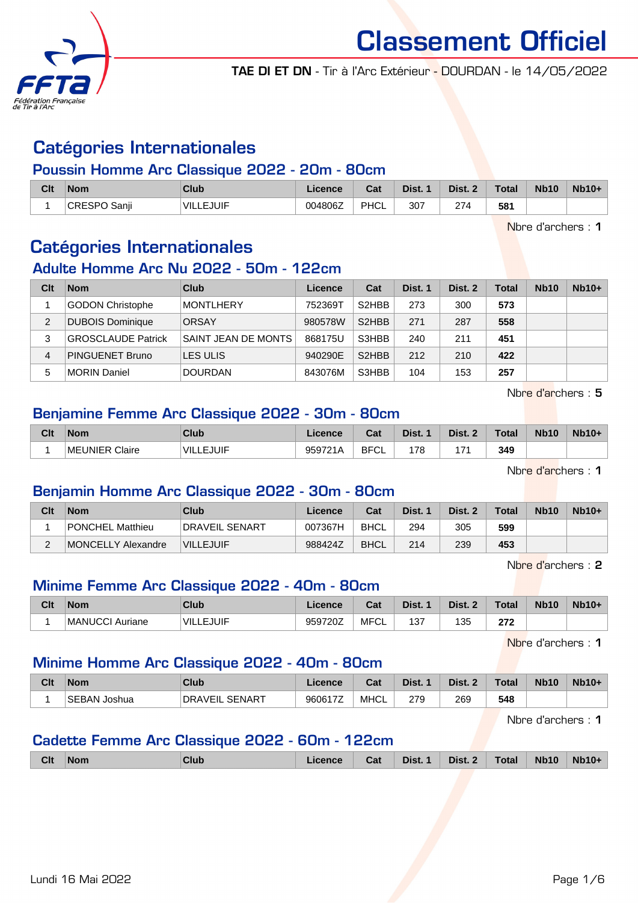# Classement Officiel

**TAE DI ET DN** - Tir à l'Arc Extérieur - DOURDAN - le 14/05/2022

## Catégories Internationales

### Poussin Homme Arc Classique 2022 - 20m - 80cm

| Clt | Nom | Club | Licence | Cat | Dist. 1 | Dist. 2 | Total | Nb10 | Nb10+ |
|---|---|---|---|---|---|---|---|---|---|
| 1 | CRESPO Sanji | VILLEJUIF | 004806Z | PHCL | 307 | 274 | **581** | | |

Nbre d'archers : **1**

## Catégories Internationales

### Adulte Homme Arc Nu 2022 - 50m - 122cm

| Clt | Nom | Club | Licence | Cat | Dist. 1 | Dist. 2 | Total | Nb10 | Nb10+ |
|---|---|---|---|---|---|---|---|---|---|
| 1 | GODON Christophe | MONTLHERY | 752369T | S2HBB | 273 | 300 | **573** | | |
| 2 | DUBOIS Dominique | ORSAY | 980578W | S2HBB | 271 | 287 | **558** | | |
| 3 | GROSCLAUDE Patrick | SAINT JEAN DE MONTS | 868175U | S3HBB | 240 | 211 | **451** | | |
| 4 | PINGUENET Bruno | LES ULIS | 940290E | S2HBB | 212 | 210 | **422** | | |
| 5 | MORIN Daniel | DOURDAN | 843076M | S3HBB | 104 | 153 | **257** | | |

Nbre d'archers : **5**

### Benjamine Femme Arc Classique 2022 - 30m - 80cm

| Clt | Nom | Club | Licence | Cat | Dist. 1 | Dist. 2 | Total | Nb10 | Nb10+ |
|---|---|---|---|---|---|---|---|---|---|
| 1 | MEUNIER Claire | VILLEJUIF | 959721A | BFCL | 178 | 171 | **349** | | |

Nbre d'archers : **1**

### Benjamin Homme Arc Classique 2022 - 30m - 80cm

| Clt | Nom | Club | Licence | Cat | Dist. 1 | Dist. 2 | Total | Nb10 | Nb10+ |
|---|---|---|---|---|---|---|---|---|---|
| 1 | PONCHEL Matthieu | DRAVEIL SENART | 007367H | BHCL | 294 | 305 | **599** | | |
| 2 | MONCELLY Alexandre | VILLEJUIF | 988424Z | BHCL | 214 | 239 | **453** | | |

Nbre d'archers : **2**

### Minime Femme Arc Classique 2022 - 40m - 80cm

| Clt | Nom | Club | Licence | Cat | Dist. 1 | Dist. 2 | Total | Nb10 | Nb10+ |
|---|---|---|---|---|---|---|---|---|---|
| 1 | MANUCCI Auriane | VILLEJUIF | 959720Z | MFCL | 137 | 135 | **272** | | |

Nbre d'archers : **1**

### Minime Homme Arc Classique 2022 - 40m - 80cm

| Clt | Nom | Club | Licence | Cat | Dist. 1 | Dist. 2 | Total | Nb10 | Nb10+ |
|---|---|---|---|---|---|---|---|---|---|
| 1 | SEBAN Joshua | DRAVEIL SENART | 960617Z | MHCL | 279 | 269 | **548** | | |

Nbre d'archers : **1**

### Cadette Femme Arc Classique 2022 - 60m - 122cm

| Clt | Nom | Club | Licence | Cat | Dist. 1 | Dist. 2 | Total | Nb10 | Nb10+ |
|---|---|---|---|---|---|---|---|---|---|

Lundi 16 Mai 2022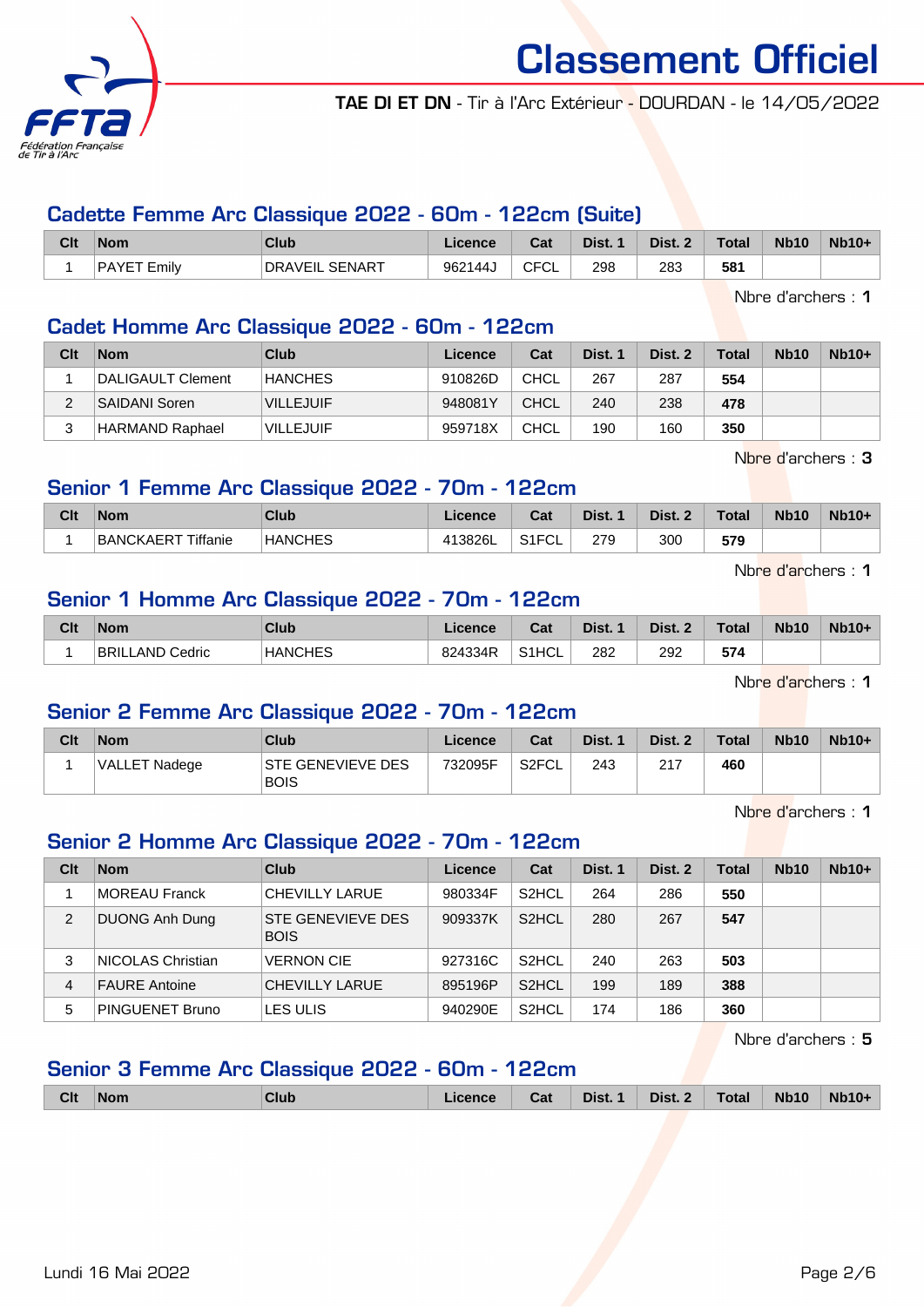# Classement Officiel

**TAE DI ET DN** - Tir à l'Arc Extérieur - DOURDAN - le 14/05/2022

## Cadette Femme Arc Classique 2022 - 60m - 122cm (Suite)

| Clt | Nom | Club | Licence | Cat | Dist. 1 | Dist. 2 | Total | Nb10 | Nb10+ |
|---|---|---|---|---|---|---|---|---|---|
| 1 | PAYET Emily | DRAVEIL SENART | 962144J | CFCL | 298 | 283 | **581** | | |

Nbre d'archers : **1**

## Cadet Homme Arc Classique 2022 - 60m - 122cm

| Clt | Nom | Club | Licence | Cat | Dist. 1 | Dist. 2 | Total | Nb10 | Nb10+ |
|---|---|---|---|---|---|---|---|---|---|
| 1 | DALIGAULT Clement | HANCHES | 910826D | CHCL | 267 | 287 | **554** | | |
| 2 | SAIDANI Soren | VILLEJUIF | 948081Y | CHCL | 240 | 238 | **478** | | |
| 3 | HARMAND Raphael | VILLEJUIF | 959718X | CHCL | 190 | 160 | **350** | | |

Nbre d'archers : **3**

## Senior 1 Femme Arc Classique 2022 - 70m - 122cm

| Clt | Nom | Club | Licence | Cat | Dist. 1 | Dist. 2 | Total | Nb10 | Nb10+ |
|---|---|---|---|---|---|---|---|---|---|
| 1 | BANCKAERT Tiffanie | HANCHES | 413826L | S1FCL | 279 | 300 | **579** | | |

Nbre d'archers : **1**

## Senior 1 Homme Arc Classique 2022 - 70m - 122cm

| Clt | Nom | Club | Licence | Cat | Dist. 1 | Dist. 2 | Total | Nb10 | Nb10+ |
|---|---|---|---|---|---|---|---|---|---|
| 1 | BRILLAND Cedric | HANCHES | 824334R | S1HCL | 282 | 292 | **574** | | |

Nbre d'archers : **1**

## Senior 2 Femme Arc Classique 2022 - 70m - 122cm

| Clt | Nom | Club | Licence | Cat | Dist. 1 | Dist. 2 | Total | Nb10 | Nb10+ |
|---|---|---|---|---|---|---|---|---|---|
| 1 | VALLET Nadege | STE GENEVIEVE DES BOIS | 732095F | S2FCL | 243 | 217 | **460** | | |

Nbre d'archers : **1**

## Senior 2 Homme Arc Classique 2022 - 70m - 122cm

| Clt | Nom | Club | Licence | Cat | Dist. 1 | Dist. 2 | Total | Nb10 | Nb10+ |
|---|---|---|---|---|---|---|---|---|---|
| 1 | MOREAU Franck | CHEVILLY LARUE | 980334F | S2HCL | 264 | 286 | **550** | | |
| 2 | DUONG Anh Dung | STE GENEVIEVE DES BOIS | 909337K | S2HCL | 280 | 267 | **547** | | |
| 3 | NICOLAS Christian | VERNON CIE | 927316C | S2HCL | 240 | 263 | **503** | | |
| 4 | FAURE Antoine | CHEVILLY LARUE | 895196P | S2HCL | 199 | 189 | **388** | | |
| 5 | PINGUENET Bruno | LES ULIS | 940290E | S2HCL | 174 | 186 | **360** | | |

Nbre d'archers : **5**

## Senior 3 Femme Arc Classique 2022 - 60m - 122cm

| Clt | Nom | Club | Licence | Cat | Dist. 1 | Dist. 2 | Total | Nb10 | Nb10+ |
|---|---|---|---|---|---|---|---|---|---|

Lundi 16 Mai 2022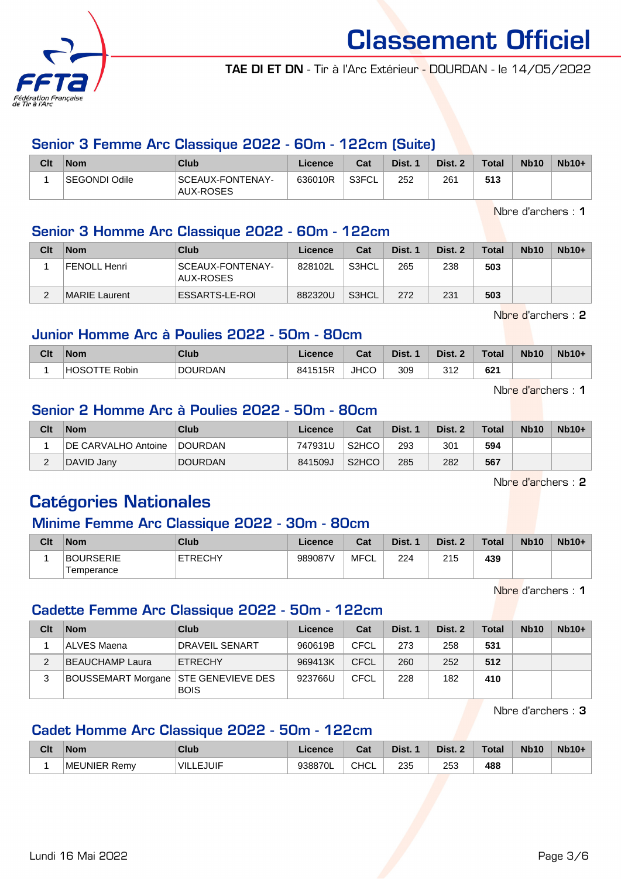# Classement Officiel

**TAE DI ET DN** - Tir à l'Arc Extérieur - DOURDAN - le 14/05/2022

## Senior 3 Femme Arc Classique 2022 - 60m - 122cm (Suite)

| Clt | Nom | Club | Licence | Cat | Dist. 1 | Dist. 2 | Total | Nb10 | Nb10+ |
|---|---|---|---|---|---|---|---|---|---|
| 1 | SEGONDI Odile | SCEAUX-FONTENAY-AUX-ROSES | 636010R | S3FCL | 252 | 261 | **513** | | |

Nbre d'archers : **1**

## Senior 3 Homme Arc Classique 2022 - 60m - 122cm

| Clt | Nom | Club | Licence | Cat | Dist. 1 | Dist. 2 | Total | Nb10 | Nb10+ |
|---|---|---|---|---|---|---|---|---|---|
| 1 | FENOLL Henri | SCEAUX-FONTENAY-AUX-ROSES | 828102L | S3HCL | 265 | 238 | **503** | | |
| 2 | MARIE Laurent | ESSARTS-LE-ROI | 882320U | S3HCL | 272 | 231 | **503** | | |

Nbre d'archers : **2**

## Junior Homme Arc à Poulies 2022 - 50m - 80cm

| Clt | Nom | Club | Licence | Cat | Dist. 1 | Dist. 2 | Total | Nb10 | Nb10+ |
|---|---|---|---|---|---|---|---|---|---|
| 1 | HOSOTTE Robin | DOURDAN | 841515R | JHCO | 309 | 312 | **621** | | |

Nbre d'archers : **1**

## Senior 2 Homme Arc à Poulies 2022 - 50m - 80cm

| Clt | Nom | Club | Licence | Cat | Dist. 1 | Dist. 2 | Total | Nb10 | Nb10+ |
|---|---|---|---|---|---|---|---|---|---|
| 1 | DE CARVALHO Antoine | DOURDAN | 747931U | S2HCO | 293 | 301 | **594** | | |
| 2 | DAVID Jany | DOURDAN | 841509J | S2HCO | 285 | 282 | **567** | | |

Nbre d'archers : **2**

# Catégories Nationales

## Minime Femme Arc Classique 2022 - 30m - 80cm

| Clt | Nom | Club | Licence | Cat | Dist. 1 | Dist. 2 | Total | Nb10 | Nb10+ |
|---|---|---|---|---|---|---|---|---|---|
| 1 | BOURSERIE Temperance | ETRECHY | 989087V | MFCL | 224 | 215 | **439** | | |

Nbre d'archers : **1**

## Cadette Femme Arc Classique 2022 - 50m - 122cm

| Clt | Nom | Club | Licence | Cat | Dist. 1 | Dist. 2 | Total | Nb10 | Nb10+ |
|---|---|---|---|---|---|---|---|---|---|
| 1 | ALVES Maena | DRAVEIL SENART | 960619B | CFCL | 273 | 258 | **531** | | |
| 2 | BEAUCHAMP Laura | ETRECHY | 969413K | CFCL | 260 | 252 | **512** | | |
| 3 | BOUSSEMART Morgane | STE GENEVIEVE DES BOIS | 923766U | CFCL | 228 | 182 | **410** | | |

Nbre d'archers : **3**

## Cadet Homme Arc Classique 2022 - 50m - 122cm

| Clt | Nom | Club | Licence | Cat | Dist. 1 | Dist. 2 | Total | Nb10 | Nb10+ |
|---|---|---|---|---|---|---|---|---|---|
| 1 | MEUNIER Remy | VILLEJUIF | 938870L | CHCL | 235 | 253 | **488** | | |

Lundi 16 Mai 2022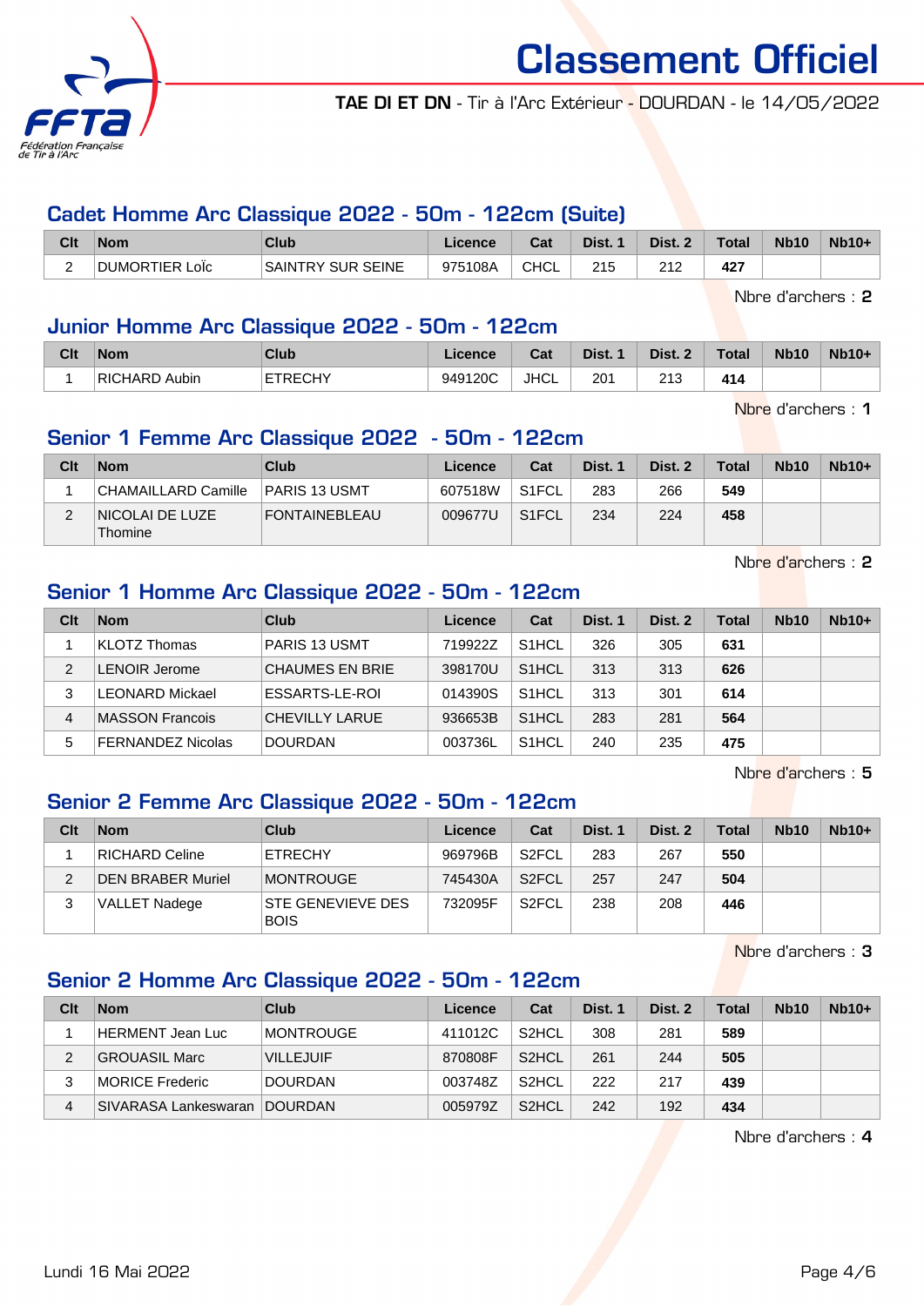# Classement Officiel

**TAE DI ET DN** - Tir à l'Arc Extérieur - DOURDAN - le 14/05/2022

## Cadet Homme Arc Classique 2022 - 50m - 122cm (Suite)

| Clt | Nom | Club | Licence | Cat | Dist. 1 | Dist. 2 | Total | Nb10 | Nb10+ |
|---|---|---|---|---|---|---|---|---|---|
| 2 | DUMORTIER Loïc | SAINTRY SUR SEINE | 975108A | CHCL | 215 | 212 | **427** | | |

Nbre d'archers : **2**

## Junior Homme Arc Classique 2022 - 50m - 122cm

| Clt | Nom | Club | Licence | Cat | Dist. 1 | Dist. 2 | Total | Nb10 | Nb10+ |
|---|---|---|---|---|---|---|---|---|---|
| 1 | RICHARD Aubin | ETRECHY | 949120C | JHCL | 201 | 213 | **414** | | |

Nbre d'archers : **1**

## Senior 1 Femme Arc Classique 2022 - 50m - 122cm

| Clt | Nom | Club | Licence | Cat | Dist. 1 | Dist. 2 | Total | Nb10 | Nb10+ |
|---|---|---|---|---|---|---|---|---|---|
| 1 | CHAMAILLARD Camille | PARIS 13 USMT | 607518W | S1FCL | 283 | 266 | **549** | | |
| 2 | NICOLAI DE LUZE Thomine | FONTAINEBLEAU | 009677U | S1FCL | 234 | 224 | **458** | | |

Nbre d'archers : **2**

## Senior 1 Homme Arc Classique 2022 - 50m - 122cm

| Clt | Nom | Club | Licence | Cat | Dist. 1 | Dist. 2 | Total | Nb10 | Nb10+ |
|---|---|---|---|---|---|---|---|---|---|
| 1 | KLOTZ Thomas | PARIS 13 USMT | 719922Z | S1HCL | 326 | 305 | **631** | | |
| 2 | LENOIR Jerome | CHAUMES EN BRIE | 398170U | S1HCL | 313 | 313 | **626** | | |
| 3 | LEONARD Mickael | ESSARTS-LE-ROI | 014390S | S1HCL | 313 | 301 | **614** | | |
| 4 | MASSON Francois | CHEVILLY LARUE | 936653B | S1HCL | 283 | 281 | **564** | | |
| 5 | FERNANDEZ Nicolas | DOURDAN | 003736L | S1HCL | 240 | 235 | **475** | | |

Nbre d'archers : **5**

## Senior 2 Femme Arc Classique 2022 - 50m - 122cm

| Clt | Nom | Club | Licence | Cat | Dist. 1 | Dist. 2 | Total | Nb10 | Nb10+ |
|---|---|---|---|---|---|---|---|---|---|
| 1 | RICHARD Celine | ETRECHY | 969796B | S2FCL | 283 | 267 | **550** | | |
| 2 | DEN BRABER Muriel | MONTROUGE | 745430A | S2FCL | 257 | 247 | **504** | | |
| 3 | VALLET Nadege | STE GENEVIEVE DES BOIS | 732095F | S2FCL | 238 | 208 | **446** | | |

Nbre d'archers : **3**

## Senior 2 Homme Arc Classique 2022 - 50m - 122cm

| Clt | Nom | Club | Licence | Cat | Dist. 1 | Dist. 2 | Total | Nb10 | Nb10+ |
|---|---|---|---|---|---|---|---|---|---|
| 1 | HERMENT Jean Luc | MONTROUGE | 411012C | S2HCL | 308 | 281 | **589** | | |
| 2 | GROUASIL Marc | VILLEJUIF | 870808F | S2HCL | 261 | 244 | **505** | | |
| 3 | MORICE Frederic | DOURDAN | 003748Z | S2HCL | 222 | 217 | **439** | | |
| 4 | SIVARASA Lankeswaran | DOURDAN | 005979Z | S2HCL | 242 | 192 | **434** | | |

Nbre d'archers : **4**

Lundi 16 Mai 2022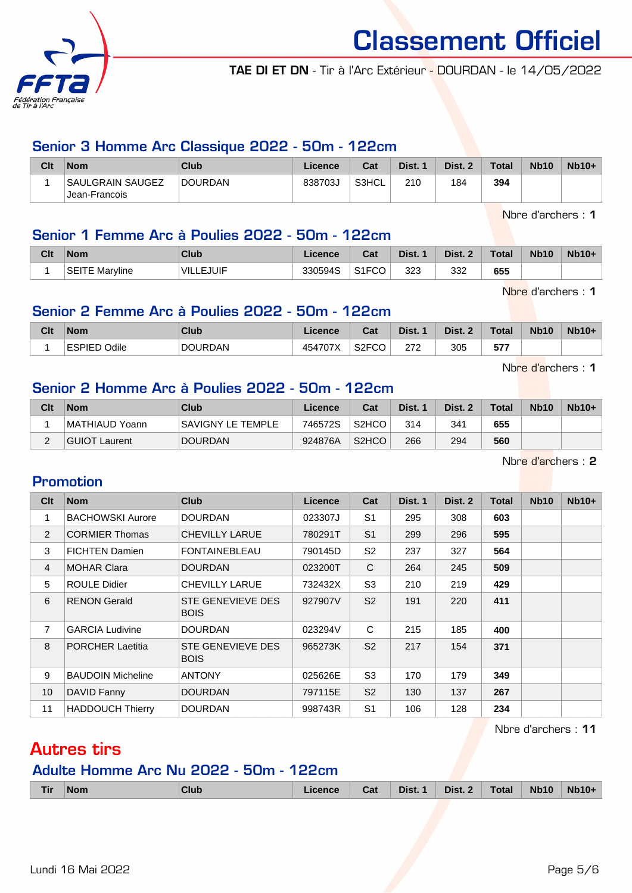# Classement Officiel

**TAE DI ET DN** - Tir à l'Arc Extérieur - DOURDAN - le 14/05/2022

## Senior 3 Homme Arc Classique 2022 - 50m - 122cm

| Clt | Nom | Club | Licence | Cat | Dist. 1 | Dist. 2 | Total | Nb10 | Nb10+ |
|---|---|---|---|---|---|---|---|---|---|
| 1 | SAULGRAIN SAUGEZ Jean-Francois | DOURDAN | 838703J | S3HCL | 210 | 184 | **394** | | |

Nbre d'archers : **1**

## Senior 1 Femme Arc à Poulies 2022 - 50m - 122cm

| Clt | Nom | Club | Licence | Cat | Dist. 1 | Dist. 2 | Total | Nb10 | Nb10+ |
|---|---|---|---|---|---|---|---|---|---|
| 1 | SEITE Maryline | VILLEJUIF | 330594S | S1FCO | 323 | 332 | **655** | | |

Nbre d'archers : **1**

## Senior 2 Femme Arc à Poulies 2022 - 50m - 122cm

| Clt | Nom | Club | Licence | Cat | Dist. 1 | Dist. 2 | Total | Nb10 | Nb10+ |
|---|---|---|---|---|---|---|---|---|---|
| 1 | ESPIED Odile | DOURDAN | 454707X | S2FCO | 272 | 305 | **577** | | |

Nbre d'archers : **1**

## Senior 2 Homme Arc à Poulies 2022 - 50m - 122cm

| Clt | Nom | Club | Licence | Cat | Dist. 1 | Dist. 2 | Total | Nb10 | Nb10+ |
|---|---|---|---|---|---|---|---|---|---|
| 1 | MATHIAUD Yoann | SAVIGNY LE TEMPLE | 746572S | S2HCO | 314 | 341 | **655** | | |
| 2 | GUIOT Laurent | DOURDAN | 924876A | S2HCO | 266 | 294 | **560** | | |

Nbre d'archers : **2**

## Promotion

| Clt | Nom | Club | Licence | Cat | Dist. 1 | Dist. 2 | Total | Nb10 | Nb10+ |
|---|---|---|---|---|---|---|---|---|---|
| 1 | BACHOWSKI Aurore | DOURDAN | 023307J | S1 | 295 | 308 | **603** | | |
| 2 | CORMIER Thomas | CHEVILLY LARUE | 780291T | S1 | 299 | 296 | **595** | | |
| 3 | FICHTEN Damien | FONTAINEBLEAU | 790145D | S2 | 237 | 327 | **564** | | |
| 4 | MOHAR Clara | DOURDAN | 023200T | C | 264 | 245 | **509** | | |
| 5 | ROULE Didier | CHEVILLY LARUE | 732432X | S3 | 210 | 219 | **429** | | |
| 6 | RENON Gerald | STE GENEVIEVE DES BOIS | 927907V | S2 | 191 | 220 | **411** | | |
| 7 | GARCIA Ludivine | DOURDAN | 023294V | C | 215 | 185 | **400** | | |
| 8 | PORCHER Laetitia | STE GENEVIEVE DES BOIS | 965273K | S2 | 217 | 154 | **371** | | |
| 9 | BAUDOIN Micheline | ANTONY | 025626E | S3 | 170 | 179 | **349** | | |
| 10 | DAVID Fanny | DOURDAN | 797115E | S2 | 130 | 137 | **267** | | |
| 11 | HADDOUCH Thierry | DOURDAN | 998743R | S1 | 106 | 128 | **234** | | |

Nbre d'archers : **11**

# Autres tirs

## Adulte Homme Arc Nu 2022 - 50m - 122cm

| Tir | Nom | Club | Licence | Cat | Dist. 1 | Dist. 2 | Total | Nb10 | Nb10+ |
|---|---|---|---|---|---|---|---|---|---|

Lundi 16 Mai 2022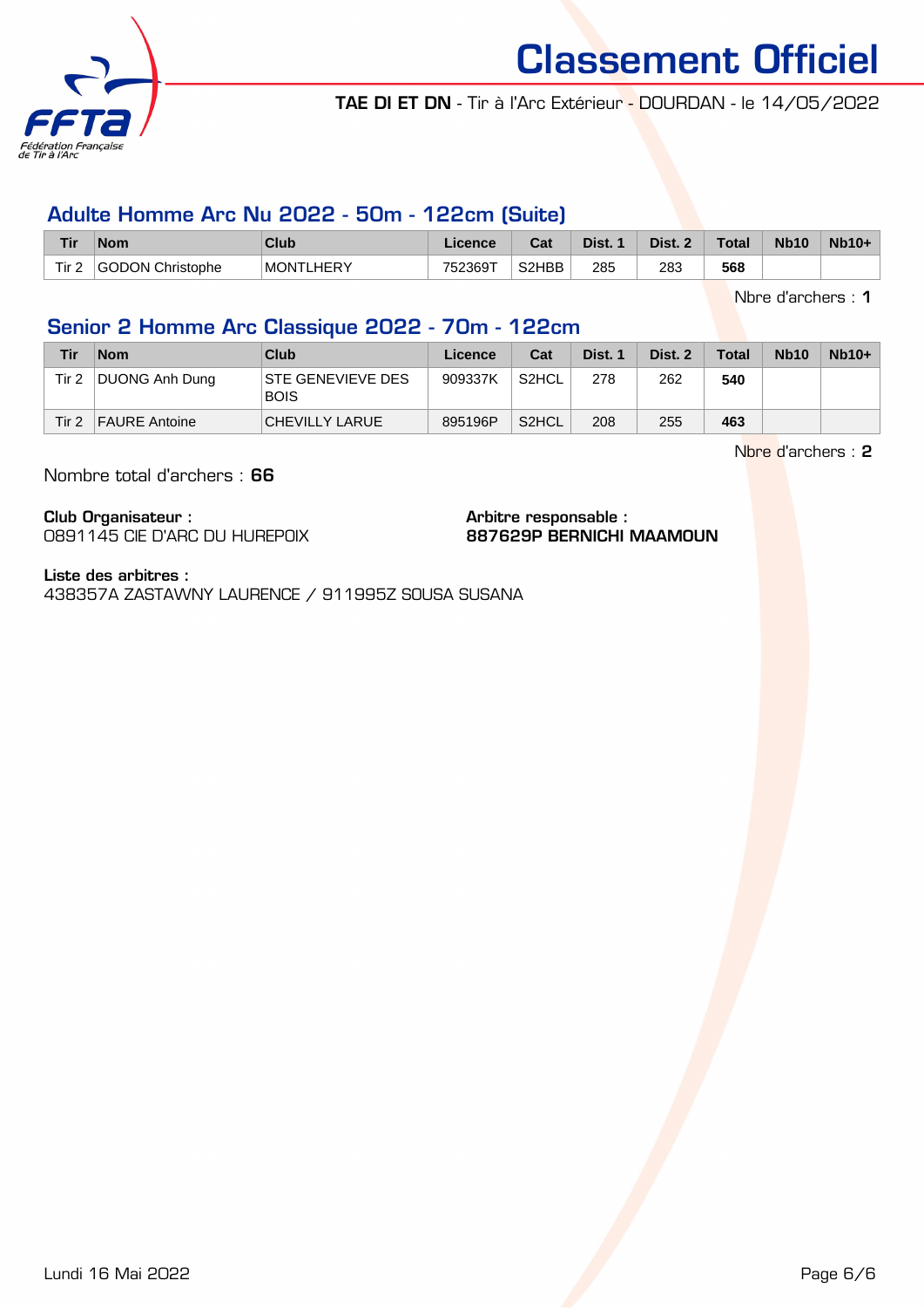# Classement Officiel

**TAE DI ET DN** - Tir à l'Arc Extérieur - DOURDAN - le 14/05/2022

## Adulte Homme Arc Nu 2022 - 50m - 122cm (Suite)

| Tir | Nom | Club | Licence | Cat | Dist. 1 | Dist. 2 | Total | Nb10 | Nb10+ |
|---|---|---|---|---|---|---|---|---|---|
| Tir 2 | GODON Christophe | MONTLHERY | 752369T | S2HBB | 285 | 283 | **568** | | |

Nbre d'archers : **1**

## Senior 2 Homme Arc Classique 2022 - 70m - 122cm

| Tir | Nom | Club | Licence | Cat | Dist. 1 | Dist. 2 | Total | Nb10 | Nb10+ |
|---|---|---|---|---|---|---|---|---|---|
| Tir 2 | DUONG Anh Dung | STE GENEVIEVE DES BOIS | 909337K | S2HCL | 278 | 262 | **540** | | |
| Tir 2 | FAURE Antoine | CHEVILLY LARUE | 895196P | S2HCL | 208 | 255 | **463** | | |

Nbre d'archers : **2**

Nombre total d'archers : **66**

**Club Organisateur :**
0891145 CIE D'ARC DU HUREPOIX

**Arbitre responsable :**
**887629P BERNICHI MAAMOUN**

**Liste des arbitres :**
438357A ZASTAWNY LAURENCE / 911995Z SOUSA SUSANA

Lundi 16 Mai 2022